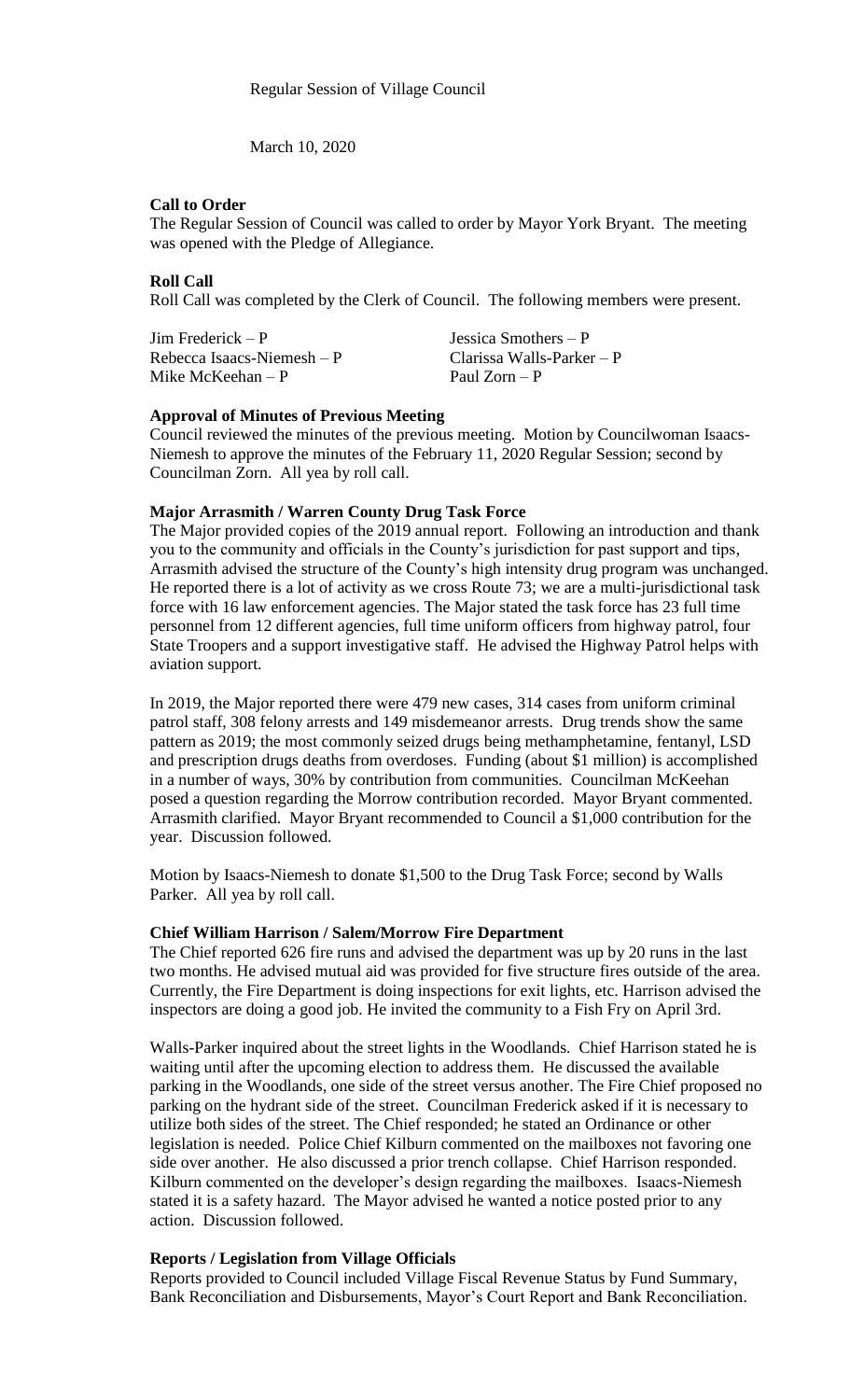Regular Session of Village Council

March 10, 2020

**Call to Order**

The Regular Session of Council was called to order by Mayor York Bryant. The meeting was opened with the Pledge of Allegiance.

**Roll Call**

Roll Call was completed by the Clerk of Council. The following members were present.

| | |
|---|---|
| Jim Frederick – P | Jessica Smothers – P |
| Rebecca Isaacs-Niemesh – P | Clarissa Walls-Parker – P |
| Mike McKeehan – P | Paul Zorn – P |

**Approval of Minutes of Previous Meeting**

Council reviewed the minutes of the previous meeting. Motion by Councilwoman Isaacs-Niemesh to approve the minutes of the February 11, 2020 Regular Session; second by Councilman Zorn. All yea by roll call.

**Major Arrasmith / Warren County Drug Task Force**

The Major provided copies of the 2019 annual report. Following an introduction and thank you to the community and officials in the County's jurisdiction for past support and tips, Arrasmith advised the structure of the County's high intensity drug program was unchanged. He reported there is a lot of activity as we cross Route 73; we are a multi-jurisdictional task force with 16 law enforcement agencies. The Major stated the task force has 23 full time personnel from 12 different agencies, full time uniform officers from highway patrol, four State Troopers and a support investigative staff. He advised the Highway Patrol helps with aviation support.

In 2019, the Major reported there were 479 new cases, 314 cases from uniform criminal patrol staff, 308 felony arrests and 149 misdemeanor arrests. Drug trends show the same pattern as 2019; the most commonly seized drugs being methamphetamine, fentanyl, LSD and prescription drugs deaths from overdoses. Funding (about $1 million) is accomplished in a number of ways, 30% by contribution from communities. Councilman McKeehan posed a question regarding the Morrow contribution recorded. Mayor Bryant commented. Arrasmith clarified. Mayor Bryant recommended to Council a $1,000 contribution for the year. Discussion followed.

Motion by Isaacs-Niemesh to donate $1,500 to the Drug Task Force; second by Walls Parker. All yea by roll call.

**Chief William Harrison / Salem/Morrow Fire Department**

The Chief reported 626 fire runs and advised the department was up by 20 runs in the last two months. He advised mutual aid was provided for five structure fires outside of the area. Currently, the Fire Department is doing inspections for exit lights, etc. Harrison advised the inspectors are doing a good job. He invited the community to a Fish Fry on April 3rd.

Walls-Parker inquired about the street lights in the Woodlands. Chief Harrison stated he is waiting until after the upcoming election to address them. He discussed the available parking in the Woodlands, one side of the street versus another. The Fire Chief proposed no parking on the hydrant side of the street. Councilman Frederick asked if it is necessary to utilize both sides of the street. The Chief responded; he stated an Ordinance or other legislation is needed. Police Chief Kilburn commented on the mailboxes not favoring one side over another. He also discussed a prior trench collapse. Chief Harrison responded. Kilburn commented on the developer's design regarding the mailboxes. Isaacs-Niemesh stated it is a safety hazard. The Mayor advised he wanted a notice posted prior to any action. Discussion followed.

**Reports / Legislation from Village Officials**

Reports provided to Council included Village Fiscal Revenue Status by Fund Summary, Bank Reconciliation and Disbursements, Mayor's Court Report and Bank Reconciliation.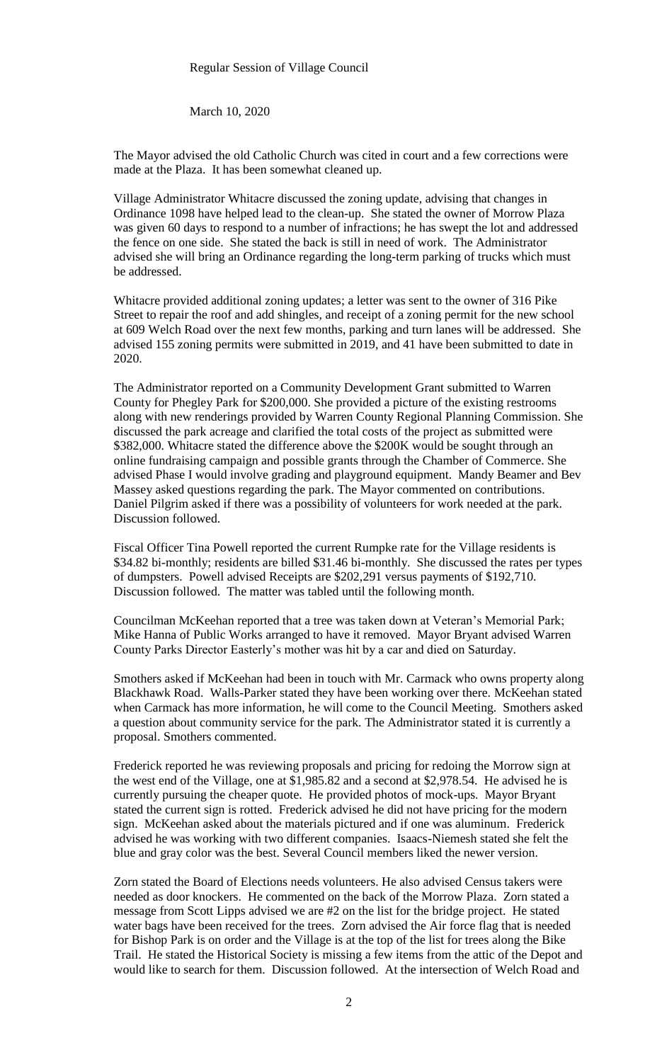Regular Session of Village Council

March 10, 2020

The Mayor advised the old Catholic Church was cited in court and a few corrections were made at the Plaza. It has been somewhat cleaned up.

Village Administrator Whitacre discussed the zoning update, advising that changes in Ordinance 1098 have helped lead to the clean-up. She stated the owner of Morrow Plaza was given 60 days to respond to a number of infractions; he has swept the lot and addressed the fence on one side. She stated the back is still in need of work. The Administrator advised she will bring an Ordinance regarding the long-term parking of trucks which must be addressed.

Whitacre provided additional zoning updates; a letter was sent to the owner of 316 Pike Street to repair the roof and add shingles, and receipt of a zoning permit for the new school at 609 Welch Road over the next few months, parking and turn lanes will be addressed. She advised 155 zoning permits were submitted in 2019, and 41 have been submitted to date in 2020.

The Administrator reported on a Community Development Grant submitted to Warren County for Phegley Park for $200,000. She provided a picture of the existing restrooms along with new renderings provided by Warren County Regional Planning Commission. She discussed the park acreage and clarified the total costs of the project as submitted were $382,000. Whitacre stated the difference above the $200K would be sought through an online fundraising campaign and possible grants through the Chamber of Commerce. She advised Phase I would involve grading and playground equipment. Mandy Beamer and Bev Massey asked questions regarding the park. The Mayor commented on contributions. Daniel Pilgrim asked if there was a possibility of volunteers for work needed at the park. Discussion followed.

Fiscal Officer Tina Powell reported the current Rumpke rate for the Village residents is $34.82 bi-monthly; residents are billed $31.46 bi-monthly. She discussed the rates per types of dumpsters. Powell advised Receipts are $202,291 versus payments of $192,710. Discussion followed. The matter was tabled until the following month.

Councilman McKeehan reported that a tree was taken down at Veteran's Memorial Park; Mike Hanna of Public Works arranged to have it removed. Mayor Bryant advised Warren County Parks Director Easterly's mother was hit by a car and died on Saturday.

Smothers asked if McKeehan had been in touch with Mr. Carmack who owns property along Blackhawk Road. Walls-Parker stated they have been working over there. McKeehan stated when Carmack has more information, he will come to the Council Meeting. Smothers asked a question about community service for the park. The Administrator stated it is currently a proposal. Smothers commented.

Frederick reported he was reviewing proposals and pricing for redoing the Morrow sign at the west end of the Village, one at $1,985.82 and a second at $2,978.54. He advised he is currently pursuing the cheaper quote. He provided photos of mock-ups. Mayor Bryant stated the current sign is rotted. Frederick advised he did not have pricing for the modern sign. McKeehan asked about the materials pictured and if one was aluminum. Frederick advised he was working with two different companies. Isaacs-Niemesh stated she felt the blue and gray color was the best. Several Council members liked the newer version.

Zorn stated the Board of Elections needs volunteers. He also advised Census takers were needed as door knockers. He commented on the back of the Morrow Plaza. Zorn stated a message from Scott Lipps advised we are #2 on the list for the bridge project. He stated water bags have been received for the trees. Zorn advised the Air force flag that is needed for Bishop Park is on order and the Village is at the top of the list for trees along the Bike Trail. He stated the Historical Society is missing a few items from the attic of the Depot and would like to search for them. Discussion followed. At the intersection of Welch Road and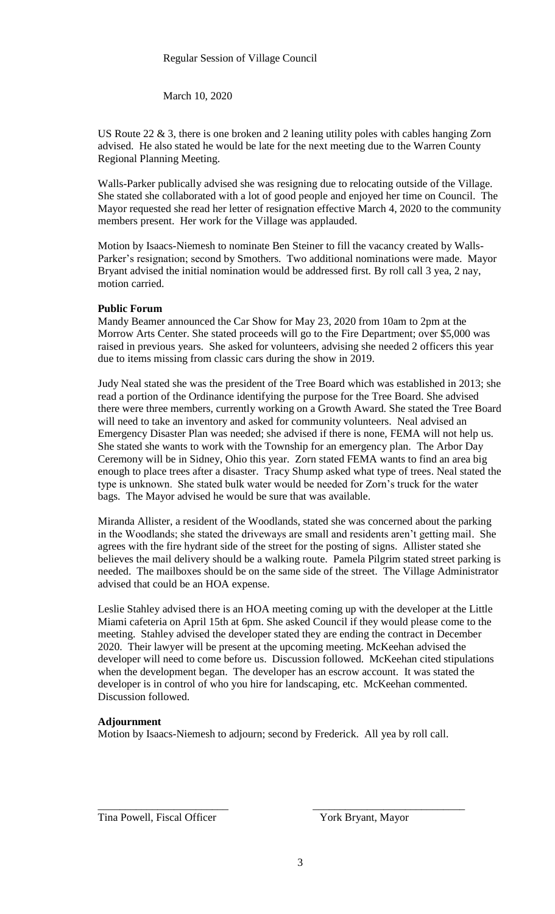Regular Session of Village Council

March 10, 2020

US Route 22 & 3, there is one broken and 2 leaning utility poles with cables hanging Zorn advised. He also stated he would be late for the next meeting due to the Warren County Regional Planning Meeting.

Walls-Parker publically advised she was resigning due to relocating outside of the Village. She stated she collaborated with a lot of good people and enjoyed her time on Council. The Mayor requested she read her letter of resignation effective March 4, 2020 to the community members present. Her work for the Village was applauded.

Motion by Isaacs-Niemesh to nominate Ben Steiner to fill the vacancy created by Walls-Parker's resignation; second by Smothers. Two additional nominations were made. Mayor Bryant advised the initial nomination would be addressed first. By roll call 3 yea, 2 nay, motion carried.

**Public Forum**

Mandy Beamer announced the Car Show for May 23, 2020 from 10am to 2pm at the Morrow Arts Center. She stated proceeds will go to the Fire Department; over $5,000 was raised in previous years. She asked for volunteers, advising she needed 2 officers this year due to items missing from classic cars during the show in 2019.

Judy Neal stated she was the president of the Tree Board which was established in 2013; she read a portion of the Ordinance identifying the purpose for the Tree Board. She advised there were three members, currently working on a Growth Award. She stated the Tree Board will need to take an inventory and asked for community volunteers. Neal advised an Emergency Disaster Plan was needed; she advised if there is none, FEMA will not help us. She stated she wants to work with the Township for an emergency plan. The Arbor Day Ceremony will be in Sidney, Ohio this year. Zorn stated FEMA wants to find an area big enough to place trees after a disaster. Tracy Shump asked what type of trees. Neal stated the type is unknown. She stated bulk water would be needed for Zorn's truck for the water bags. The Mayor advised he would be sure that was available.

Miranda Allister, a resident of the Woodlands, stated she was concerned about the parking in the Woodlands; she stated the driveways are small and residents aren't getting mail. She agrees with the fire hydrant side of the street for the posting of signs. Allister stated she believes the mail delivery should be a walking route. Pamela Pilgrim stated street parking is needed. The mailboxes should be on the same side of the street. The Village Administrator advised that could be an HOA expense.

Leslie Stahley advised there is an HOA meeting coming up with the developer at the Little Miami cafeteria on April 15th at 6pm. She asked Council if they would please come to the meeting. Stahley advised the developer stated they are ending the contract in December 2020. Their lawyer will be present at the upcoming meeting. McKeehan advised the developer will need to come before us. Discussion followed. McKeehan cited stipulations when the development began. The developer has an escrow account. It was stated the developer is in control of who you hire for landscaping, etc. McKeehan commented. Discussion followed.

**Adjournment**

Motion by Isaacs-Niemesh to adjourn; second by Frederick. All yea by roll call.

\_\_\_\_\_\_\_\_\_\_\_\_\_\_\_\_\_\_\_\_\_\_\_\_\_ \_\_\_\_\_\_\_\_\_\_\_\_\_\_\_\_\_\_\_\_\_\_\_\_\_\_\_\_\_

Tina Powell, Fiscal Officer York Bryant, Mayor